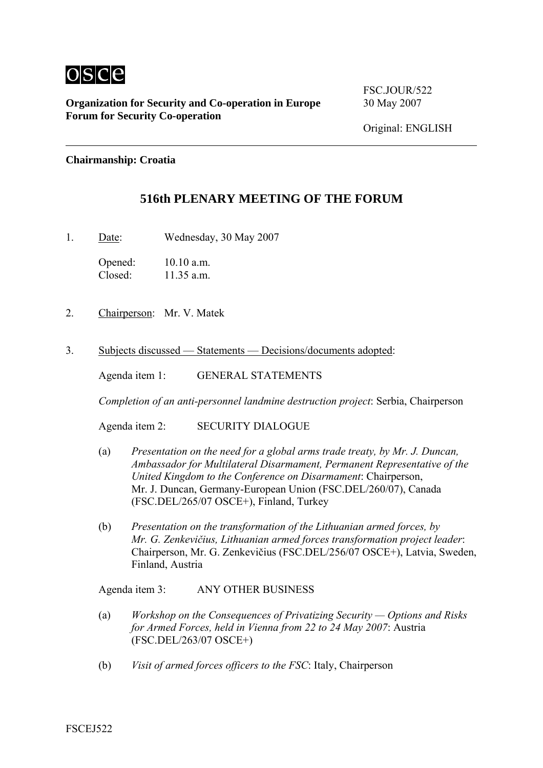OSCE

**Organization for Security and Co-operation in Europe**
**Forum for Security Co-operation**

FSC.JOUR/522
30 May 2007

Original: ENGLISH

---

**Chairmanship: Croatia**

## 516th PLENARY MEETING OF THE FORUM

1. Date: Wednesday, 30 May 2007

   Opened: 10.10 a.m.
   Closed: 11.35 a.m.

2. Chairperson: Mr. V. Matek

3. Subjects discussed — Statements — Decisions/documents adopted:

   Agenda item 1: GENERAL STATEMENTS

   *Completion of an anti-personnel landmine destruction project*: Serbia, Chairperson

   Agenda item 2: SECURITY DIALOGUE

   (a) *Presentation on the need for a global arms trade treaty, by Mr. J. Duncan, Ambassador for Multilateral Disarmament, Permanent Representative of the United Kingdom to the Conference on Disarmament*: Chairperson, Mr. J. Duncan, Germany-European Union (FSC.DEL/260/07), Canada (FSC.DEL/265/07 OSCE+), Finland, Turkey

   (b) *Presentation on the transformation of the Lithuanian armed forces, by Mr. G. Zenkevičius, Lithuanian armed forces transformation project leader*: Chairperson, Mr. G. Zenkevičius (FSC.DEL/256/07 OSCE+), Latvia, Sweden, Finland, Austria

   Agenda item 3: ANY OTHER BUSINESS

   (a) *Workshop on the Consequences of Privatizing Security — Options and Risks for Armed Forces, held in Vienna from 22 to 24 May 2007*: Austria (FSC.DEL/263/07 OSCE+)

   (b) *Visit of armed forces officers to the FSC*: Italy, Chairperson

FSCEJ522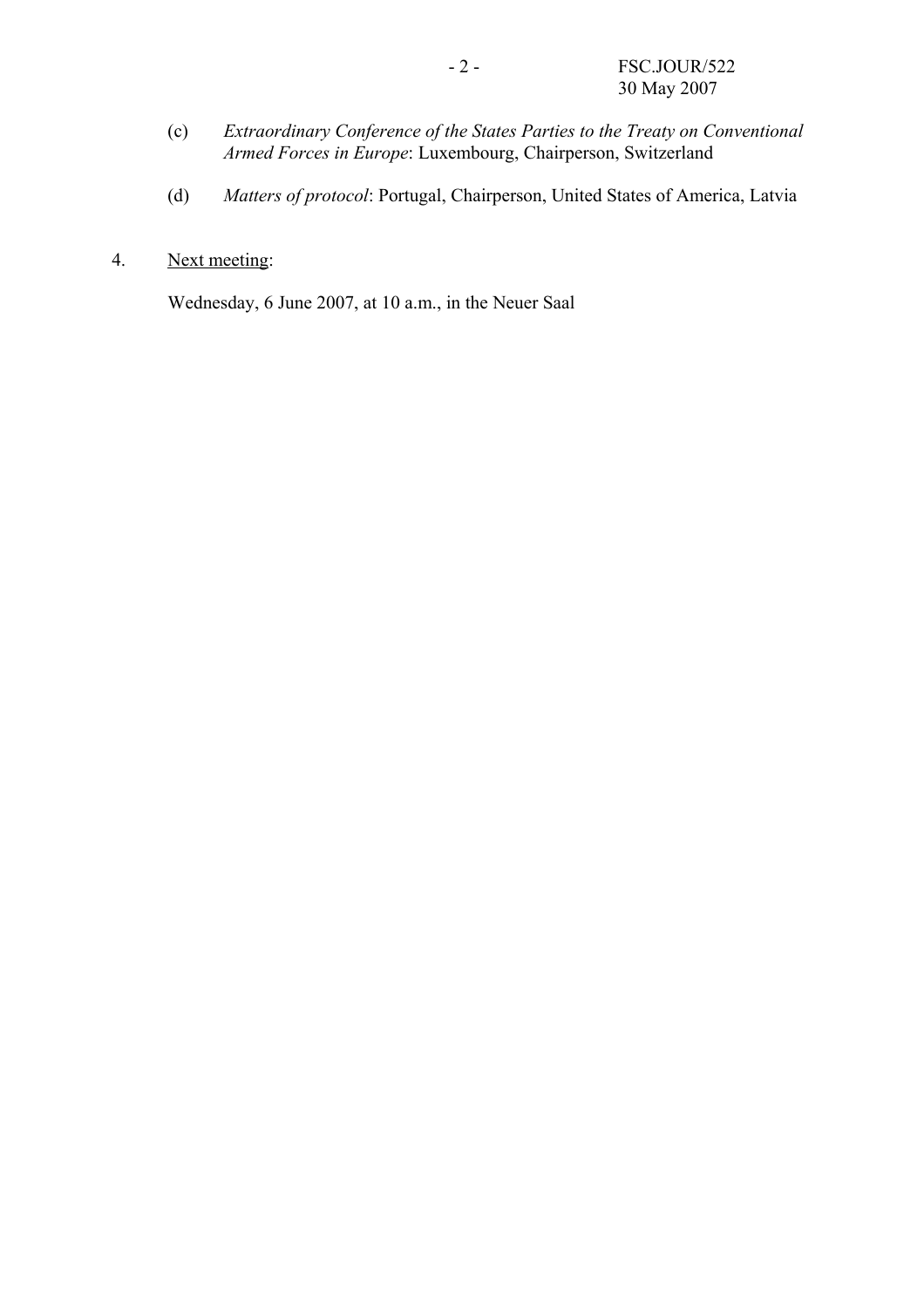(c) *Extraordinary Conference of the States Parties to the Treaty on Conventional Armed Forces in Europe*: Luxembourg, Chairperson, Switzerland

(d) *Matters of protocol*: Portugal, Chairperson, United States of America, Latvia

4. Next meeting:

Wednesday, 6 June 2007, at 10 a.m., in the Neuer Saal